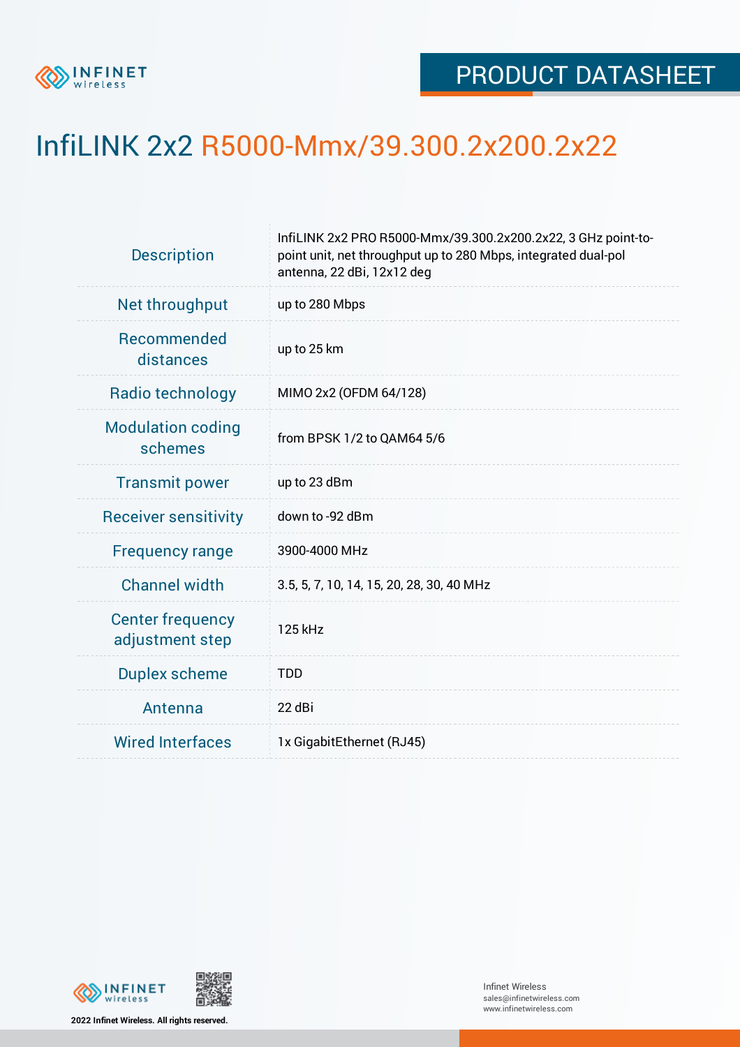PRODUCT DATASHEET

# InfiLINK 2x2 R5000-Mmx/39.300.2x200.2x22

| | |
|---|---|
| Description | InfiLINK 2x2 PRO R5000-Mmx/39.300.2x200.2x22, 3 GHz point-to-point unit, net throughput up to 280 Mbps, integrated dual-pol antenna, 22 dBi, 12x12 deg |
| Net throughput | up to 280 Mbps |
| Recommended distances | up to 25 km |
| Radio technology | MIMO 2x2 (OFDM 64/128) |
| Modulation coding schemes | from BPSK 1/2 to QAM64 5/6 |
| Transmit power | up to 23 dBm |
| Receiver sensitivity | down to -92 dBm |
| Frequency range | 3900-4000 MHz |
| Channel width | 3.5, 5, 7, 10, 14, 15, 20, 28, 30, 40 MHz |
| Center frequency adjustment step | 125 kHz |
| Duplex scheme | TDD |
| Antenna | 22 dBi |
| Wired Interfaces | 1x GigabitEthernet (RJ45) |

2022 Infinet Wireless. All rights reserved.

Infinet Wireless
sales@infinetwireless.com
www.infinetwireless.com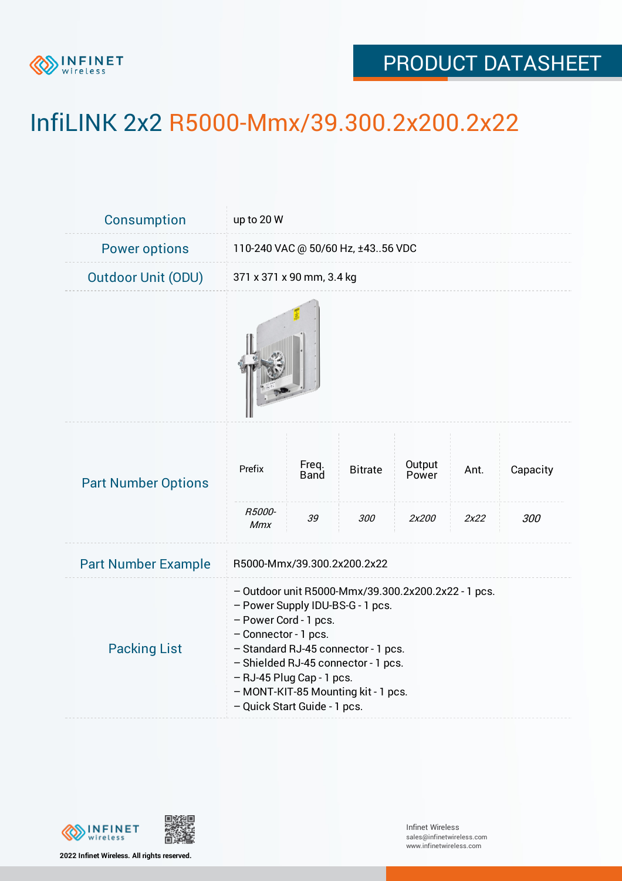# InfiLINK 2x2 R5000-Mmx/39.300.2x200.2x22

| | |
|---|---|
| Consumption | up to 20 W |
| Power options | 110-240 VAC @ 50/60 Hz, ±43..56 VDC |
| Outdoor Unit (ODU) | 371 x 371 x 90 mm, 3.4 kg |

**Part Number Options**

| Prefix | Freq. Band | Bitrate | Output Power | Ant. | Capacity |
|---|---|---|---|---|---|
| *R5000-Mmx* | *39* | *300* | *2x200* | *2x22* | *300* |

**Part Number Example**

R5000-Mmx/39.300.2x200.2x22

**Packing List**

- Outdoor unit R5000-Mmx/39.300.2x200.2x22 - 1 pcs.
- Power Supply IDU-BS-G - 1 pcs.
- Power Cord - 1 pcs.
- Connector - 1 pcs.
- Standard RJ-45 connector - 1 pcs.
- Shielded RJ-45 connector - 1 pcs.
- RJ-45 Plug Cap - 1 pcs.
- MONT-KIT-85 Mounting kit - 1 pcs.
- Quick Start Guide - 1 pcs.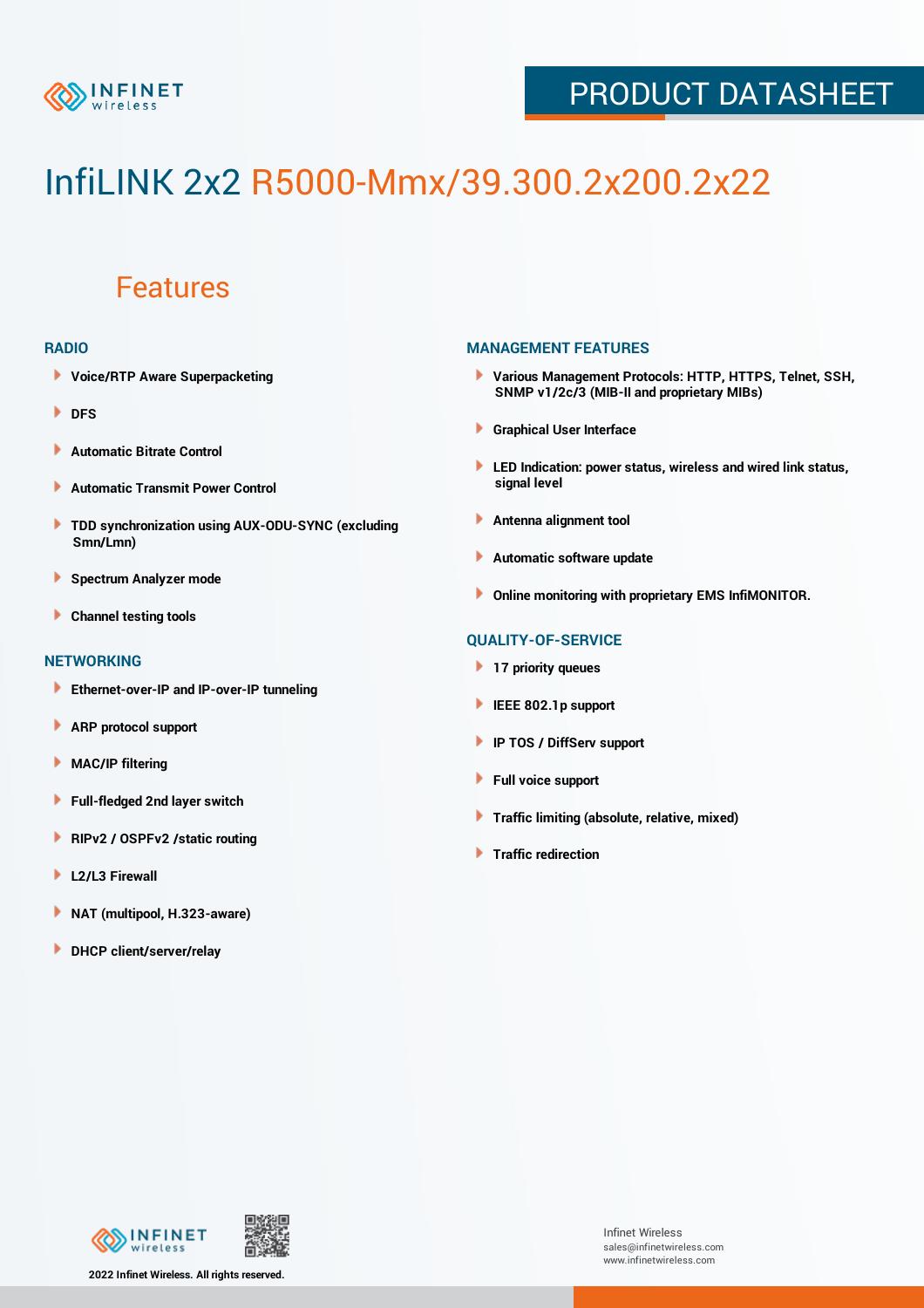# InfiLINK 2x2 R5000-Mmx/39.300.2x200.2x22

## Features

### RADIO

- Voice/RTP Aware Superpacketing
- DFS
- Automatic Bitrate Control
- Automatic Transmit Power Control
- TDD synchronization using AUX-ODU-SYNC (excluding Smn/Lmn)
- Spectrum Analyzer mode
- Channel testing tools

### NETWORKING

- Ethernet-over-IP and IP-over-IP tunneling
- ARP protocol support
- MAC/IP filtering
- Full-fledged 2nd layer switch
- RIPv2 / OSPFv2 /static routing
- L2/L3 Firewall
- NAT (multipool, H.323-aware)
- DHCP client/server/relay

### MANAGEMENT FEATURES

- Various Management Protocols: HTTP, HTTPS, Telnet, SSH, SNMP v1/2c/3 (MIB-II and proprietary MIBs)
- Graphical User Interface
- LED Indication: power status, wireless and wired link status, signal level
- Antenna alignment tool
- Automatic software update
- Online monitoring with proprietary EMS InfiMONITOR.

### QUALITY-OF-SERVICE

- 17 priority queues
- IEEE 802.1p support
- IP TOS / DiffServ support
- Full voice support
- Traffic limiting (absolute, relative, mixed)
- Traffic redirection

2022 Infinet Wireless. All rights reserved.

Infinet Wireless
sales@infinetwireless.com
www.infinetwireless.com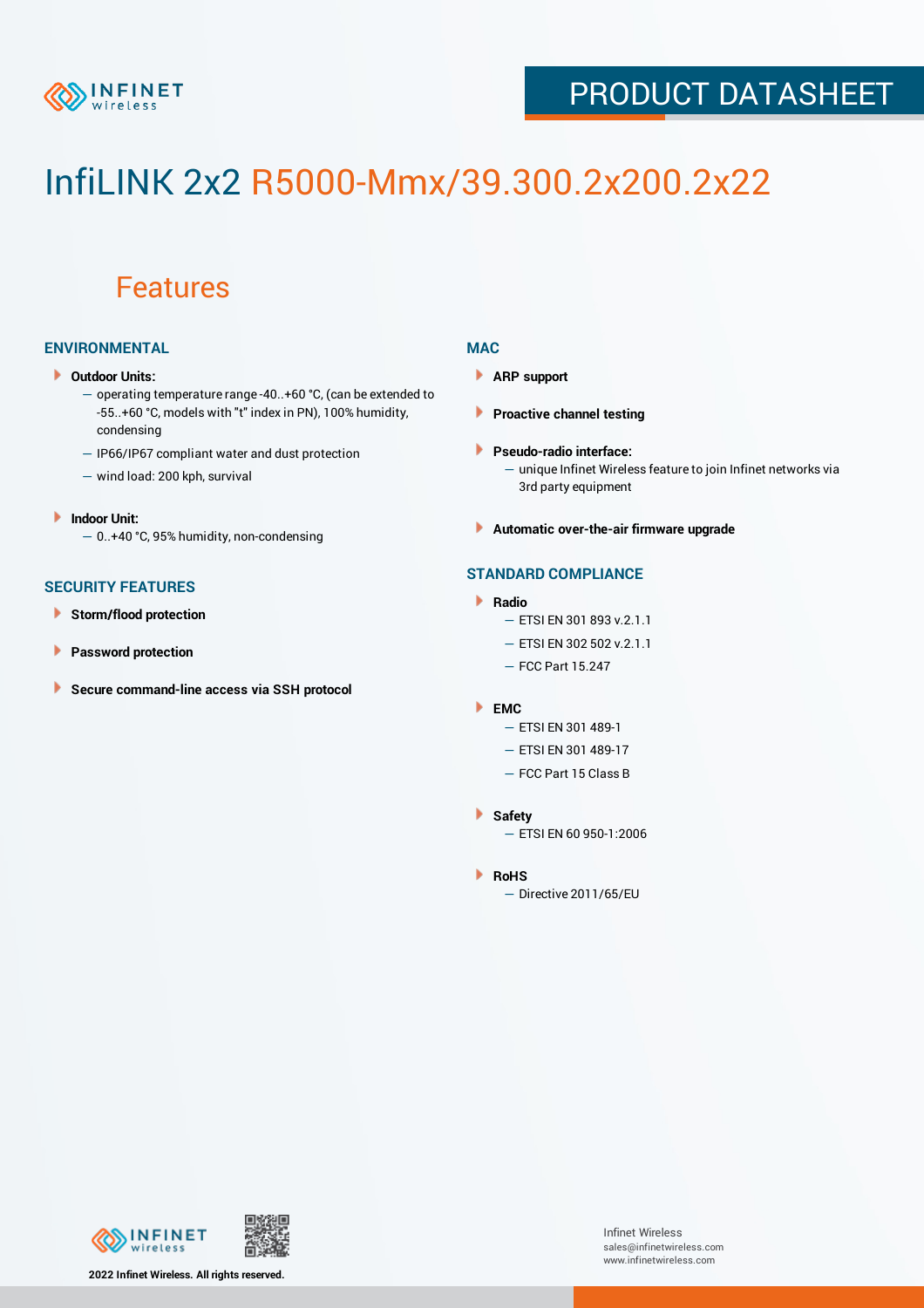# InfiLINK 2x2 R5000-Mmx/39.300.2x200.2x22

## Features

### ENVIRONMENTAL

- **Outdoor Units:**
  - operating temperature range -40..+60 °C, (can be extended to -55..+60 °C, models with "t" index in PN), 100% humidity, condensing
  - IP66/IP67 compliant water and dust protection
  - wind load: 200 kph, survival
- **Indoor Unit:**
  - 0..+40 °C, 95% humidity, non-condensing

### SECURITY FEATURES

- **Storm/flood protection**
- **Password protection**
- **Secure command-line access via SSH protocol**

### MAC

- **ARP support**
- **Proactive channel testing**
- **Pseudo-radio interface:**
  - unique Infinet Wireless feature to join Infinet networks via 3rd party equipment
- **Automatic over-the-air firmware upgrade**

### STANDARD COMPLIANCE

- **Radio**
  - ETSI EN 301 893 v.2.1.1
  - ETSI EN 302 502 v.2.1.1
  - FCC Part 15.247
- **EMC**
  - ETSI EN 301 489-1
  - ETSI EN 301 489-17
  - FCC Part 15 Class B
- **Safety**
  - ETSI EN 60 950-1:2006
- **RoHS**
  - Directive 2011/65/EU

2022 Infinet Wireless. All rights reserved.

Infinet Wireless
sales@infinetwireless.com
www.infinetwireless.com